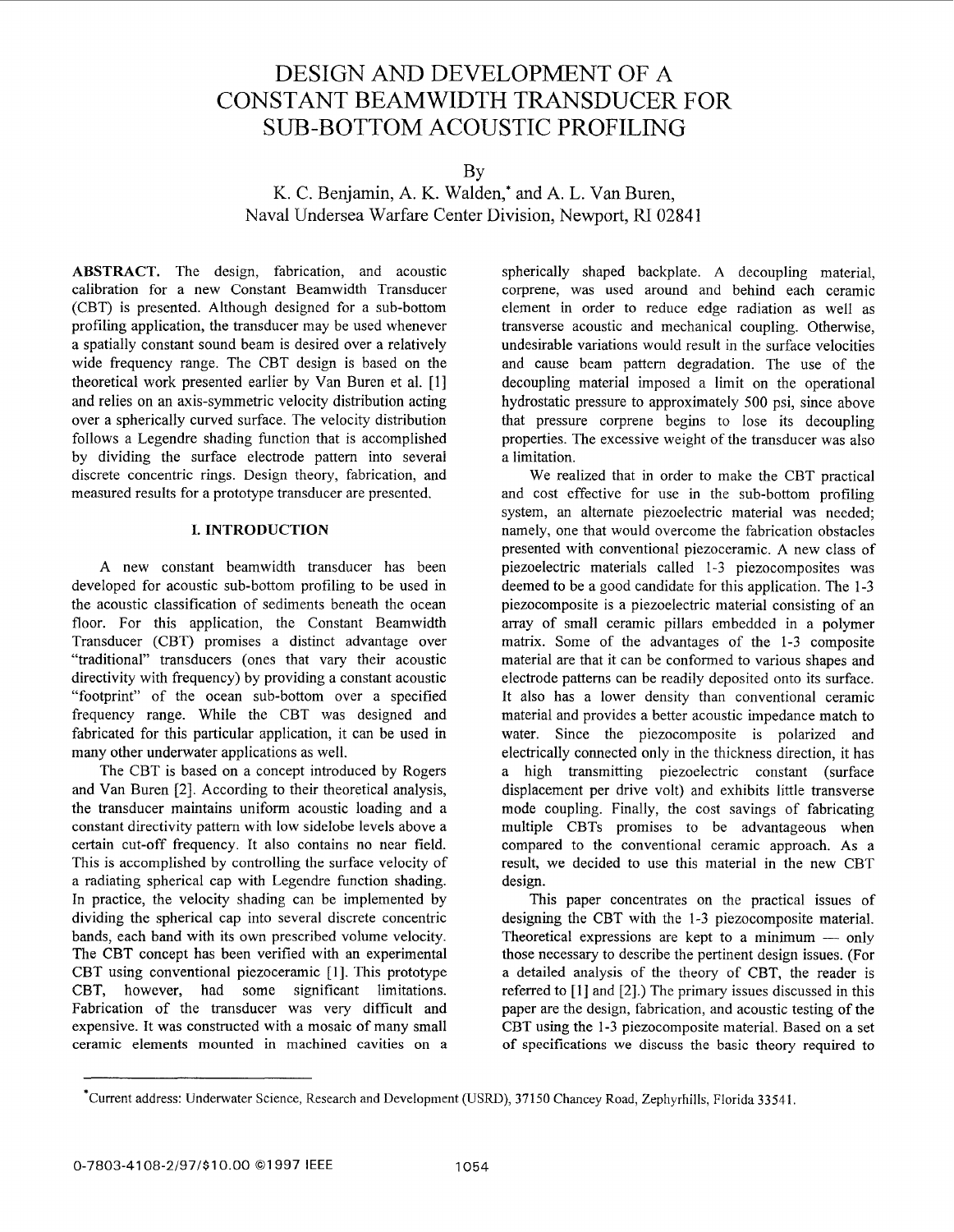# DESIGN AND DEVELOPMENT OF A CONSTANT BEAMWIDTH TRANSDUCER FOR SUB-BOTTOM ACOUSTIC PROFILING

By

K. C. Benjamin, A. K. Walden,* and A. L. Van Buren,
Naval Undersea Warfare Center Division, Newport, RI 02841

**ABSTRACT.** The design, fabrication, and acoustic calibration for a new Constant Beamwidth Transducer (CBT) is presented. Although designed for a sub-bottom profiling application, the transducer may be used whenever a spatially constant sound beam is desired over a relatively wide frequency range. The CBT design is based on the theoretical work presented earlier by Van Buren et al. [1] and relies on an axis-symmetric velocity distribution acting over a spherically curved surface. The velocity distribution follows a Legendre shading function that is accomplished by dividing the surface electrode pattern into several discrete concentric rings. Design theory, fabrication, and measured results for a prototype transducer are presented.

## I. INTRODUCTION

A new constant beamwidth transducer has been developed for acoustic sub-bottom profiling to be used in the acoustic classification of sediments beneath the ocean floor. For this application, the Constant Beamwidth Transducer (CBT) promises a distinct advantage over "traditional" transducers (ones that vary their acoustic directivity with frequency) by providing a constant acoustic "footprint" of the ocean sub-bottom over a specified frequency range. While the CBT was designed and fabricated for this particular application, it can be used in many other underwater applications as well.

The CBT is based on a concept introduced by Rogers and Van Buren [2]. According to their theoretical analysis, the transducer maintains uniform acoustic loading and a constant directivity pattern with low sidelobe levels above a certain cut-off frequency. It also contains no near field. This is accomplished by controlling the surface velocity of a radiating spherical cap with Legendre function shading. In practice, the velocity shading can be implemented by dividing the spherical cap into several discrete concentric bands, each band with its own prescribed volume velocity. The CBT concept has been verified with an experimental CBT using conventional piezoceramic [1]. This prototype CBT, however, had some significant limitations. Fabrication of the transducer was very difficult and expensive. It was constructed with a mosaic of many small ceramic elements mounted in machined cavities on a spherically shaped backplate. A decoupling material, corprene, was used around and behind each ceramic element in order to reduce edge radiation as well as transverse acoustic and mechanical coupling. Otherwise, undesirable variations would result in the surface velocities and cause beam pattern degradation. The use of the decoupling material imposed a limit on the operational hydrostatic pressure to approximately 500 psi, since above that pressure corprene begins to lose its decoupling properties. The excessive weight of the transducer was also a limitation.

We realized that in order to make the CBT practical and cost effective for use in the sub-bottom profiling system, an alternate piezoelectric material was needed; namely, one that would overcome the fabrication obstacles presented with conventional piezoceramic. A new class of piezoelectric materials called 1-3 piezocomposites was deemed to be a good candidate for this application. The 1-3 piezocomposite is a piezoelectric material consisting of an array of small ceramic pillars embedded in a polymer matrix. Some of the advantages of the 1-3 composite material are that it can be conformed to various shapes and electrode patterns can be readily deposited onto its surface. It also has a lower density than conventional ceramic material and provides a better acoustic impedance match to water. Since the piezocomposite is polarized and electrically connected only in the thickness direction, it has a high transmitting piezoelectric constant (surface displacement per drive volt) and exhibits little transverse mode coupling. Finally, the cost savings of fabricating multiple CBTs promises to be advantageous when compared to the conventional ceramic approach. As a result, we decided to use this material in the new CBT design.

This paper concentrates on the practical issues of designing the CBT with the 1-3 piezocomposite material. Theoretical expressions are kept to a minimum — only those necessary to describe the pertinent design issues. (For a detailed analysis of the theory of CBT, the reader is referred to [1] and [2].) The primary issues discussed in this paper are the design, fabrication, and acoustic testing of the CBT using the 1-3 piezocomposite material. Based on a set of specifications we discuss the basic theory required to

*Current address: Underwater Science, Research and Development (USRD), 37150 Chancey Road, Zephyrhills, Florida 33541.

0-7803-4108-2/97/$10.00 ©1997 IEEE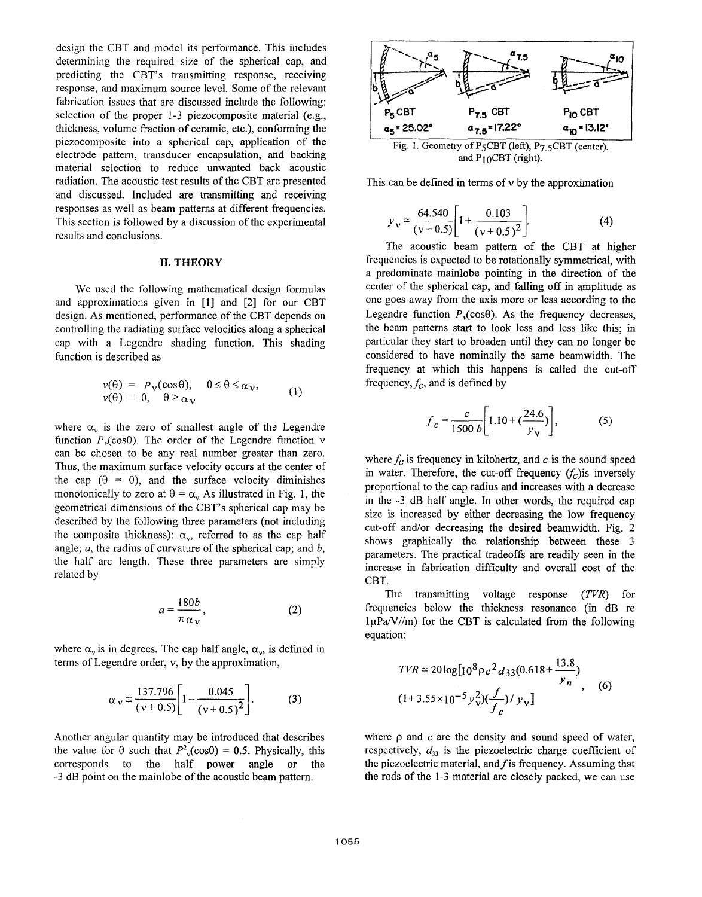design the CBT and model its performance. This includes determining the required size of the spherical cap, and predicting the CBT's transmitting response, receiving response, and maximum source level. Some of the relevant fabrication issues that are discussed include the following: selection of the proper 1-3 piezocomposite material (e.g., thickness, volume fraction of ceramic, etc.), conforming the piezocomposite into a spherical cap, application of the electrode pattern, transducer encapsulation, and backing material selection to reduce unwanted back acoustic radiation. The acoustic test results of the CBT are presented and discussed. Included are transmitting and receiving responses as well as beam patterns at different frequencies. This section is followed by a discussion of the experimental results and conclusions.

## II. THEORY

We used the following mathematical design formulas and approximations given in [1] and [2] for our CBT design. As mentioned, performance of the CBT depends on controlling the radiating surface velocities along a spherical cap with a Legendre shading function. This shading function is described as

$$v(\theta) = P_v(\cos\theta), \quad 0 \le \theta \le \alpha_v, \qquad v(\theta) = 0, \quad \theta \ge \alpha_v \tag{1}$$

where $\alpha_v$ is the zero of smallest angle of the Legendre function $P_v(\cos\theta)$. The order of the Legendre function $v$ can be chosen to be any real number greater than zero. Thus, the maximum surface velocity occurs at the center of the cap ($\theta = 0$), and the surface velocity diminishes monotonically to zero at $\theta = \alpha_v$. As illustrated in Fig. 1, the geometrical dimensions of the CBT's spherical cap may be described by the following three parameters (not including the composite thickness): $\alpha_v$, referred to as the cap half angle; $a$, the radius of curvature of the spherical cap; and $b$, the half arc length. These three parameters are simply related by

$$a = \frac{180b}{\pi\alpha_v}, \tag{2}$$

where $\alpha_v$ is in degrees. The cap half angle, $\alpha_v$, is defined in terms of Legendre order, $v$, by the approximation,

$$\alpha_v \cong \frac{137.796}{(v+0.5)}\left[1 - \frac{0.045}{(v+0.5)^2}\right]. \tag{3}$$

Another angular quantity may be introduced that describes the value for $\theta$ such that $P_v^2(\cos\theta) = 0.5$. Physically, this corresponds to the half power angle or the -3 dB point on the mainlobe of the acoustic beam pattern.

| $P_5$ CBT | $P_{7.5}$ CBT | $P_{10}$ CBT |
|---|---|---|
| $\alpha_5 = 25.02°$ | $\alpha_{7.5} = 17.22°$ | $\alpha_{10} = 13.12°$ |

Fig. 1. Geometry of $P_5$CBT (left), $P_{7.5}$CBT (center), and $P_{10}$CBT (right).

This can be defined in terms of $v$ by the approximation

$$y_v \cong \frac{64.540}{(v+0.5)}\left[1 + \frac{0.103}{(v+0.5)^2}\right]. \tag{4}$$

The acoustic beam pattern of the CBT at higher frequencies is expected to be rotationally symmetrical, with a predominate mainlobe pointing in the direction of the center of the spherical cap, and falling off in amplitude as one goes away from the axis more or less according to the Legendre function $P_v(\cos\theta)$. As the frequency decreases, the beam patterns start to look less and less like this; in particular they start to broaden until they can no longer be considered to have nominally the same beamwidth. The frequency at which this happens is called the cut-off frequency, $f_c$, and is defined by

$$f_c = \frac{c}{1500\,b}\left[1.10 + \left(\frac{24.6}{y_v}\right)\right], \tag{5}$$

where $f_c$ is frequency in kilohertz, and $c$ is the sound speed in water. Therefore, the cut-off frequency ($f_c$) is inversely proportional to the cap radius and increases with a decrease in the -3 dB half angle. In other words, the required cap size is increased by either decreasing the low frequency cut-off and/or decreasing the desired beamwidth. Fig. 2 shows graphically the relationship between these 3 parameters. The practical tradeoffs are readily seen in the increase in fabrication difficulty and overall cost of the CBT.

The transmitting voltage response ($TVR$) for frequencies below the thickness resonance (in dB re 1μPa/V//m) for the CBT is calculated from the following equation:

$$TVR \cong 20\log\left[10^8 \rho c^2 d_{33}\left(0.618 + \frac{13.8}{y_n}\right)\left(1 + 3.55\times10^{-5} y_v^2\right)\left(\frac{f}{f_c}\right)/\,y_v\right], \tag{6}$$

where $\rho$ and $c$ are the density and sound speed of water, respectively, $d_{33}$ is the piezoelectric charge coefficient of the piezoelectric material, and $f$ is frequency. Assuming that the rods of the 1-3 material are closely packed, we can use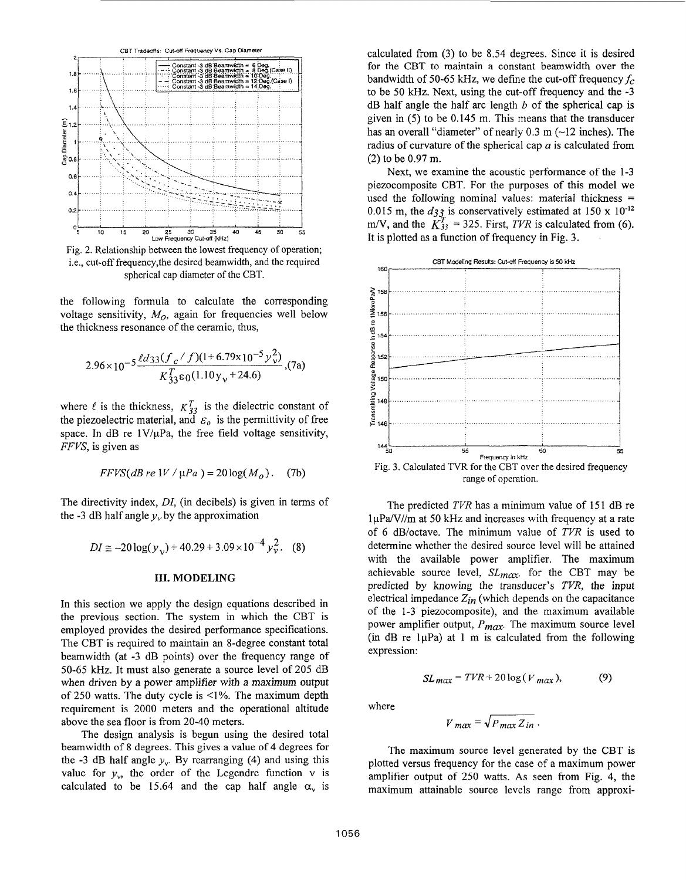Fig. 2. Relationship between the lowest frequency of operation; i.e., cut-off frequency,the desired beamwidth, and the required spherical cap diameter of the CBT.

the following formula to calculate the corresponding voltage sensitivity, $M_O$, again for frequencies well below the thickness resonance of the ceramic, thus,

$$2.96\times10^{-5}\frac{\ell d_{33}(f_c/f)(1+6.79\times10^{-5}y_v^2)}{K_{33}^T\varepsilon_0(1.10y_v+24.6)}, \quad (7a)$$

where $\ell$ is the thickness, $K_{33}^T$ is the dielectric constant of the piezoelectric material, and $\varepsilon_o$ is the permittivity of free space. In dB re 1V/μPa, the free field voltage sensitivity, *FFVS*, is given as

$$FFVS(dB\ re\ 1V/\mu Pa) = 20\log(M_O). \quad (7b)$$

The directivity index, *DI*, (in decibels) is given in terms of the -3 dB half angle $y_v$ by the approximation

$$DI \cong -20\log(y_v) + 40.29 + 3.09\times10^{-4}y_v^2. \quad (8)$$

## III. MODELING

In this section we apply the design equations described in the previous section. The system in which the CBT is employed provides the desired performance specifications. The CBT is required to maintain an 8-degree constant total beamwidth (at -3 dB points) over the frequency range of 50-65 kHz. It must also generate a source level of 205 dB when driven by a power amplifier with a maximum output of 250 watts. The duty cycle is <1%. The maximum depth requirement is 2000 meters and the operational altitude above the sea floor is from 20-40 meters.

The design analysis is begun using the desired total beamwidth of 8 degrees. This gives a value of 4 degrees for the -3 dB half angle $y_v$. By rearranging (4) and using this value for $y_v$, the order of the Legendre function ν is calculated to be 15.64 and the cap half angle $\alpha_v$ is calculated from (3) to be 8.54 degrees. Since it is desired for the CBT to maintain a constant beamwidth over the bandwidth of 50-65 kHz, we define the cut-off frequency $f_C$ to be 50 kHz. Next, using the cut-off frequency and the -3 dB half angle the half arc length *b* of the spherical cap is given in (5) to be 0.145 m. This means that the transducer has an overall "diameter" of nearly 0.3 m (~12 inches). The radius of curvature of the spherical cap *a* is calculated from (2) to be 0.97 m.

Next, we examine the acoustic performance of the 1-3 piezocomposite CBT. For the purposes of this model we used the following nominal values: material thickness = 0.015 m, the $d_{33}$ is conservatively estimated at 150 x $10^{-12}$ m/V, and the $K_{33}^T$ = 325. First, *TVR* is calculated from (6). It is plotted as a function of frequency in Fig. 3.

Fig. 3. Calculated TVR for the CBT over the desired frequency range of operation.

The predicted *TVR* has a minimum value of 151 dB re 1μPa/V//m at 50 kHz and increases with frequency at a rate of 6 dB/octave. The minimum value of *TVR* is used to determine whether the desired source level will be attained with the available power amplifier. The maximum achievable source level, $SL_{max}$, for the CBT may be predicted by knowing the transducer's *TVR*, the input electrical impedance $Z_{in}$ (which depends on the capacitance of the 1-3 piezocomposite), and the maximum available power amplifier output, $P_{max}$. The maximum source level (in dB re 1μPa) at 1 m is calculated from the following expression:

$$SL_{max} = TVR + 20\log(V_{max}), \quad (9)$$

where

$$V_{max} = \sqrt{P_{max}Z_{in}}.$$

The maximum source level generated by the CBT is plotted versus frequency for the case of a maximum power amplifier output of 250 watts. As seen from Fig. 4, the maximum attainable source levels range from approxi-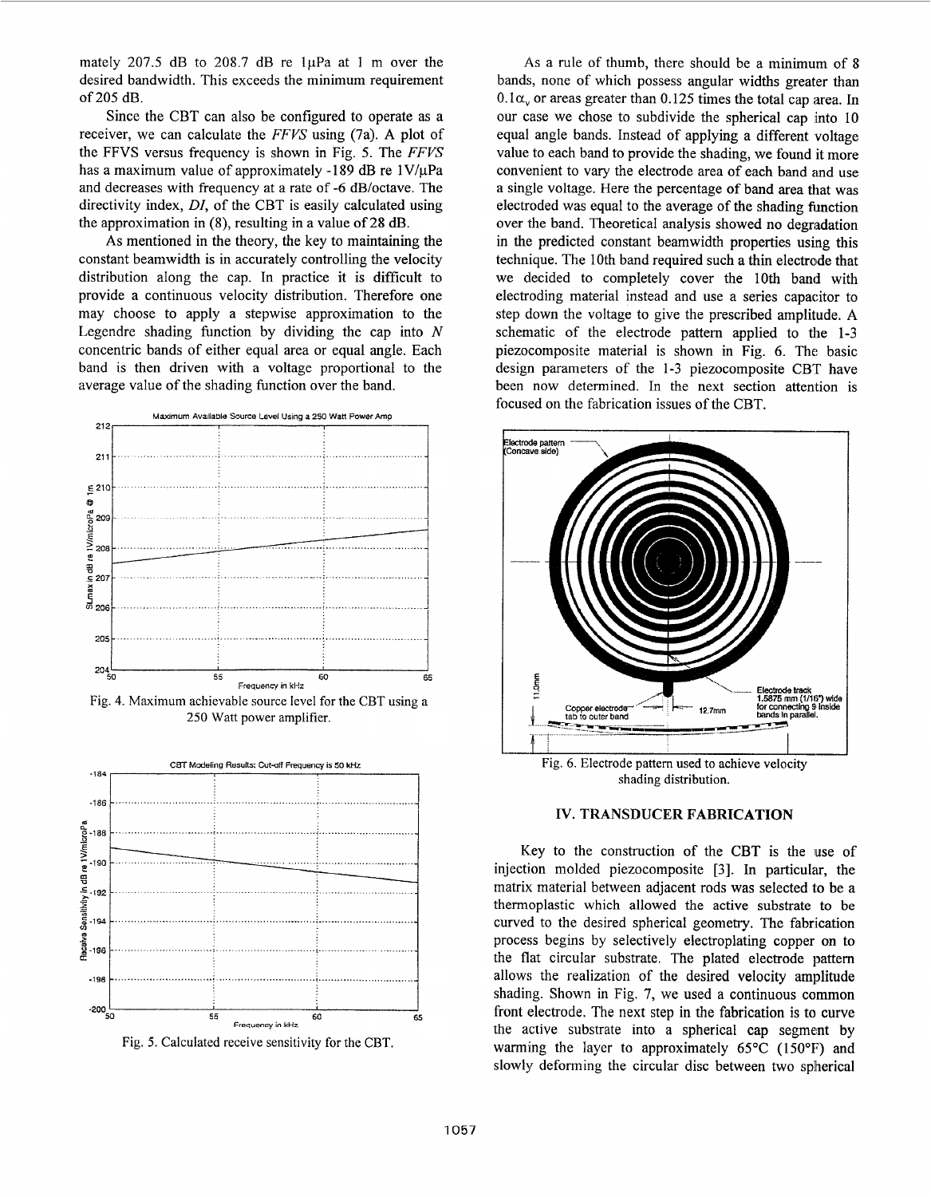mately 207.5 dB to 208.7 dB re 1μPa at 1 m over the desired bandwidth. This exceeds the minimum requirement of 205 dB.

Since the CBT can also be configured to operate as a receiver, we can calculate the *FFVS* using (7a). A plot of the FFVS versus frequency is shown in Fig. 5. The *FFVS* has a maximum value of approximately -189 dB re 1V/μPa and decreases with frequency at a rate of -6 dB/octave. The directivity index, *DI*, of the CBT is easily calculated using the approximation in (8), resulting in a value of 28 dB.

As mentioned in the theory, the key to maintaining the constant beamwidth is in accurately controlling the velocity distribution along the cap. In practice it is difficult to provide a continuous velocity distribution. Therefore one may choose to apply a stepwise approximation to the Legendre shading function by dividing the cap into *N* concentric bands of either equal area or equal angle. Each band is then driven with a voltage proportional to the average value of the shading function over the band.

Fig. 4. Maximum achievable source level for the CBT using a 250 Watt power amplifier.

Fig. 5. Calculated receive sensitivity for the CBT.

As a rule of thumb, there should be a minimum of 8 bands, none of which possess angular widths greater than $0.1\alpha_v$ or areas greater than 0.125 times the total cap area. In our case we chose to subdivide the spherical cap into 10 equal angle bands. Instead of applying a different voltage value to each band to provide the shading, we found it more convenient to vary the electrode area of each band and use a single voltage. Here the percentage of band area that was electroded was equal to the average of the shading function over the band. Theoretical analysis showed no degradation in the predicted constant beamwidth properties using this technique. The 10th band required such a thin electrode that we decided to completely cover the 10th band with electroding material instead and use a series capacitor to step down the voltage to give the prescribed amplitude. A schematic of the electrode pattern applied to the 1-3 piezocomposite material is shown in Fig. 6. The basic design parameters of the 1-3 piezocomposite CBT have been now determined. In the next section attention is focused on the fabrication issues of the CBT.

Fig. 6. Electrode pattern used to achieve velocity shading distribution.

## IV. TRANSDUCER FABRICATION

Key to the construction of the CBT is the use of injection molded piezocomposite [3]. In particular, the matrix material between adjacent rods was selected to be a thermoplastic which allowed the active substrate to be curved to the desired spherical geometry. The fabrication process begins by selectively electroplating copper on to the flat circular substrate. The plated electrode pattern allows the realization of the desired velocity amplitude shading. Shown in Fig. 7, we used a continuous common front electrode. The next step in the fabrication is to curve the active substrate into a spherical cap segment by warming the layer to approximately 65°C (150°F) and slowly deforming the circular disc between two spherical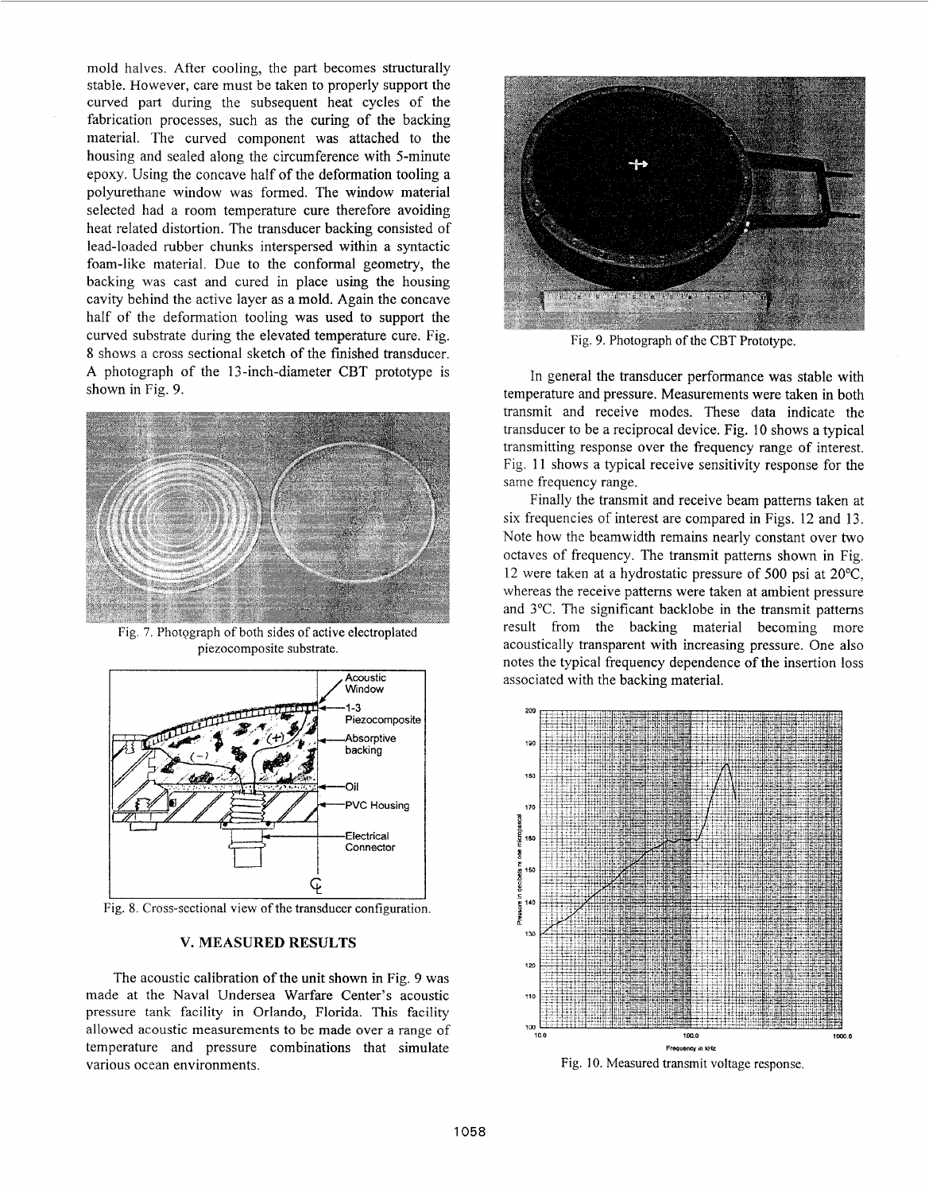mold halves. After cooling, the part becomes structurally stable. However, care must be taken to properly support the curved part during the subsequent heat cycles of the fabrication processes, such as the curing of the backing material. The curved component was attached to the housing and sealed along the circumference with 5-minute epoxy. Using the concave half of the deformation tooling a polyurethane window was formed. The window material selected had a room temperature cure therefore avoiding heat related distortion. The transducer backing consisted of lead-loaded rubber chunks interspersed within a syntactic foam-like material. Due to the conformal geometry, the backing was cast and cured in place using the housing cavity behind the active layer as a mold. Again the concave half of the deformation tooling was used to support the curved substrate during the elevated temperature cure. Fig. 8 shows a cross sectional sketch of the finished transducer. A photograph of the 13-inch-diameter CBT prototype is shown in Fig. 9.

Fig. 7. Photograph of both sides of active electroplated piezocomposite substrate.

Fig. 8. Cross-sectional view of the transducer configuration.

## V. MEASURED RESULTS

The acoustic calibration of the unit shown in Fig. 9 was made at the Naval Undersea Warfare Center's acoustic pressure tank facility in Orlando, Florida. This facility allowed acoustic measurements to be made over a range of temperature and pressure combinations that simulate various ocean environments.

Fig. 9. Photograph of the CBT Prototype.

In general the transducer performance was stable with temperature and pressure. Measurements were taken in both transmit and receive modes. These data indicate the transducer to be a reciprocal device. Fig. 10 shows a typical transmitting response over the frequency range of interest. Fig. 11 shows a typical receive sensitivity response for the same frequency range.

Finally the transmit and receive beam patterns taken at six frequencies of interest are compared in Figs. 12 and 13. Note how the beamwidth remains nearly constant over two octaves of frequency. The transmit patterns shown in Fig. 12 were taken at a hydrostatic pressure of 500 psi at 20°C, whereas the receive patterns were taken at ambient pressure and 3°C. The significant backlobe in the transmit patterns result from the backing material becoming more acoustically transparent with increasing pressure. One also notes the typical frequency dependence of the insertion loss associated with the backing material.

Fig. 10. Measured transmit voltage response.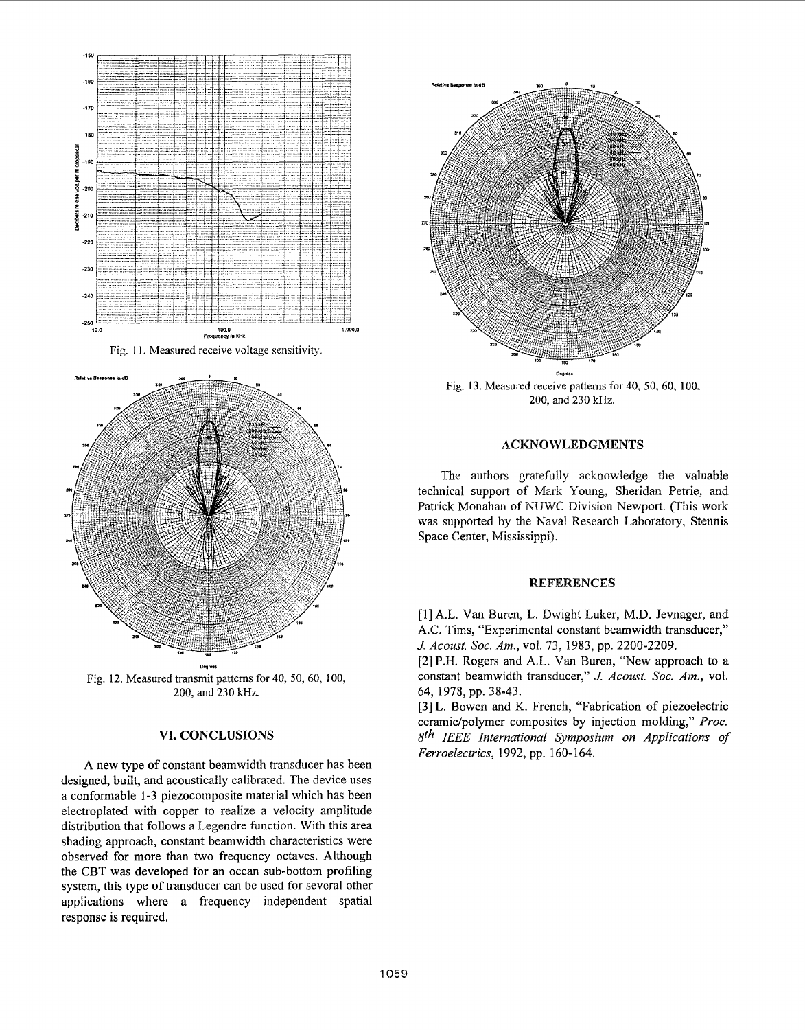-150
-160
-170
-180
-190
-200
-210
-220
-230
-240
-250
10.0
100.0
1,000.0
Frequency in kHz
Decibels re one volt per micropascal

Fig. 11. Measured receive voltage sensitivity.

Relative Response in dB
Degrees

Fig. 12. Measured transmit patterns for 40, 50, 60, 100, 200, and 230 kHz.

Relative Response in dB
Degrees

Fig. 13. Measured receive patterns for 40, 50, 60, 100, 200, and 230 kHz.

## VI. CONCLUSIONS

A new type of constant beamwidth transducer has been designed, built, and acoustically calibrated. The device uses a conformable 1-3 piezocomposite material which has been electroplated with copper to realize a velocity amplitude distribution that follows a Legendre function. With this area shading approach, constant beamwidth characteristics were observed for more than two frequency octaves. Although the CBT was developed for an ocean sub-bottom profiling system, this type of transducer can be used for several other applications where a frequency independent spatial response is required.

## ACKNOWLEDGMENTS

The authors gratefully acknowledge the valuable technical support of Mark Young, Sheridan Petrie, and Patrick Monahan of NUWC Division Newport. (This work was supported by the Naval Research Laboratory, Stennis Space Center, Mississippi).

## REFERENCES

[1] A.L. Van Buren, L. Dwight Luker, M.D. Jevnager, and A.C. Tims, "Experimental constant beamwidth transducer," *J. Acoust. Soc. Am.*, vol. 73, 1983, pp. 2200-2209.

[2] P.H. Rogers and A.L. Van Buren, "New approach to a constant beamwidth transducer," *J. Acoust. Soc. Am.*, vol. 64, 1978, pp. 38-43.

[3] L. Bowen and K. French, "Fabrication of piezoelectric ceramic/polymer composites by injection molding," *Proc. 8th IEEE International Symposium on Applications of Ferroelectrics*, 1992, pp. 160-164.